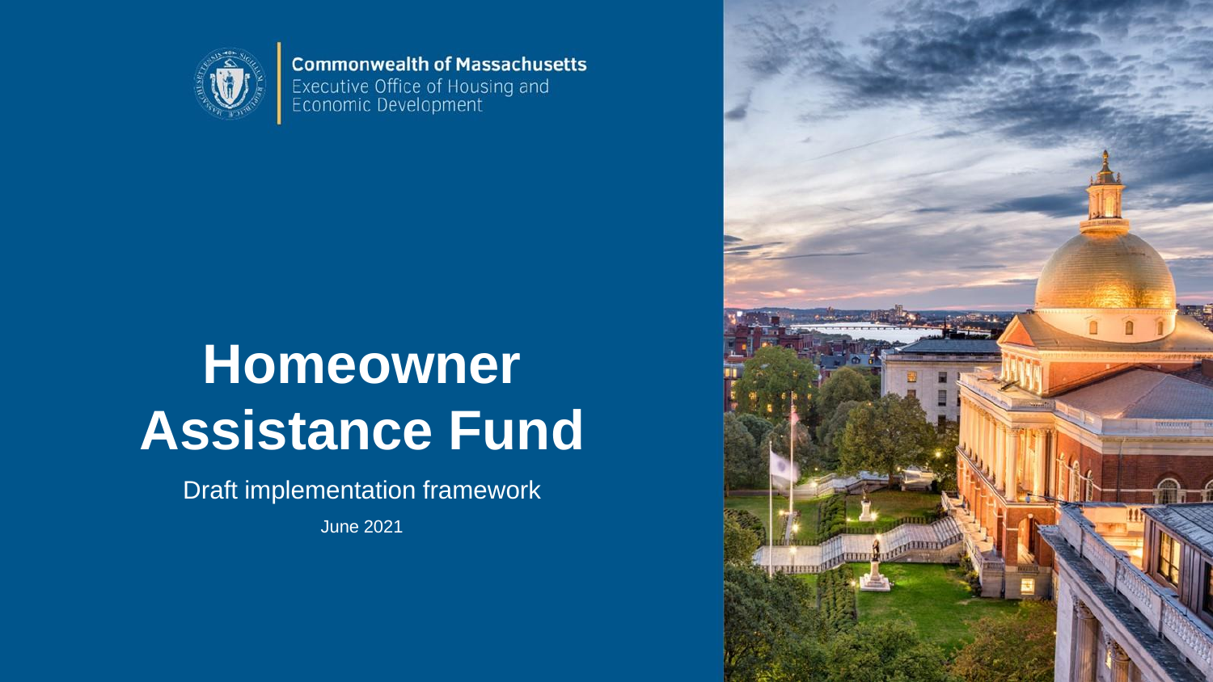**Commonwealth of Massachusetts**
Executive Office of Housing and Economic Development

# Homeowner Assistance Fund

Draft implementation framework

June 2021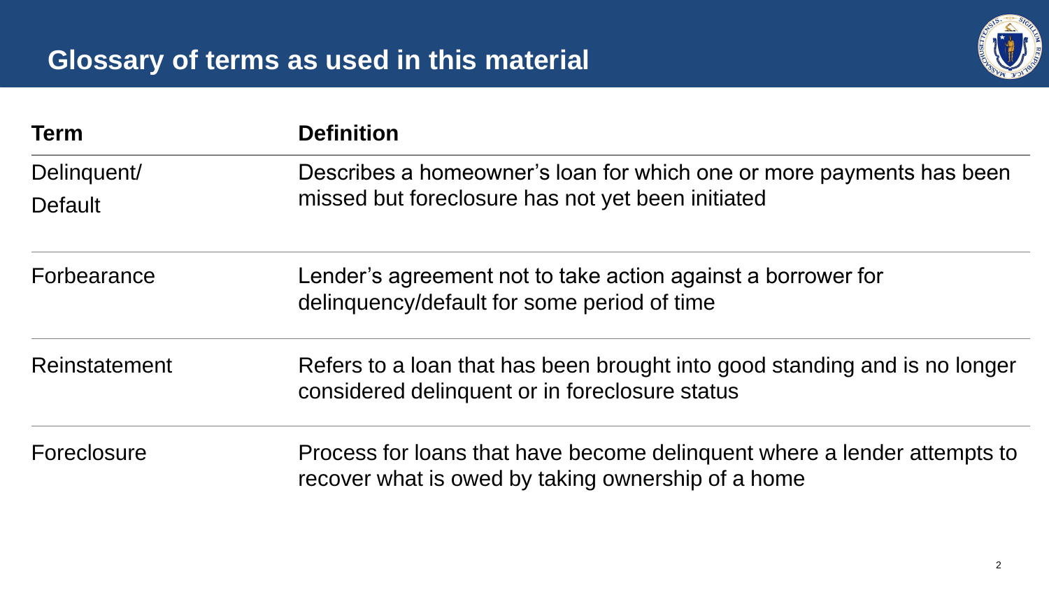## Glossary of terms as used in this material

| Term | Definition |
| --- | --- |
| Delinquent/ Default | Describes a homeowner's loan for which one or more payments has been missed but foreclosure has not yet been initiated |
| Forbearance | Lender's agreement not to take action against a borrower for delinquency/default for some period of time |
| Reinstatement | Refers to a loan that has been brought into good standing and is no longer considered delinquent or in foreclosure status |
| Foreclosure | Process for loans that have become delinquent where a lender attempts to recover what is owed by taking ownership of a home |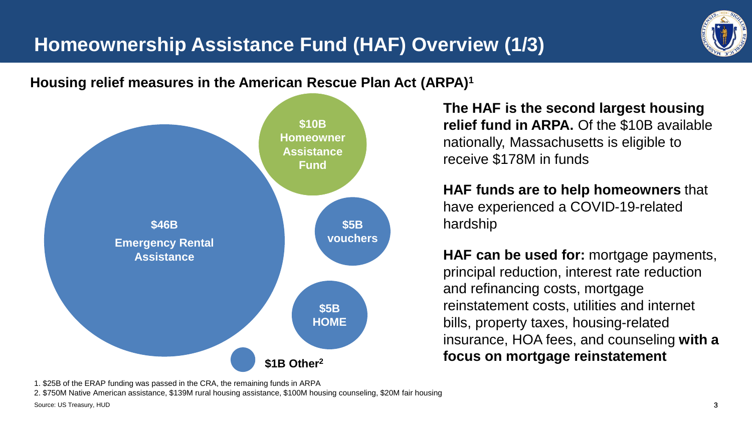# Homeownership Assistance Fund (HAF) Overview (1/3)

## Housing relief measures in the American Rescue Plan Act (ARPA)[1]

- **$46B Emergency Rental Assistance**
- **$10B Homeowner Assistance Fund**
- **$5B vouchers**
- **$5B HOME**
- **$1B Other[2]**

**The HAF is the second largest housing relief fund in ARPA.** Of the $10B available nationally, Massachusetts is eligible to receive $178M in funds

**HAF funds are to help homeowners** that have experienced a COVID-19-related hardship

**HAF can be used for:** mortgage payments, principal reduction, interest rate reduction and refinancing costs, mortgage reinstatement costs, utilities and internet bills, property taxes, housing-related insurance, HOA fees, and counseling **with a focus on mortgage reinstatement**

1. $25B of the ERAP funding was passed in the CRA, the remaining funds in ARPA
2. $750M Native American assistance, $139M rural housing assistance, $100M housing counseling, $20M fair housing

Source: US Treasury, HUD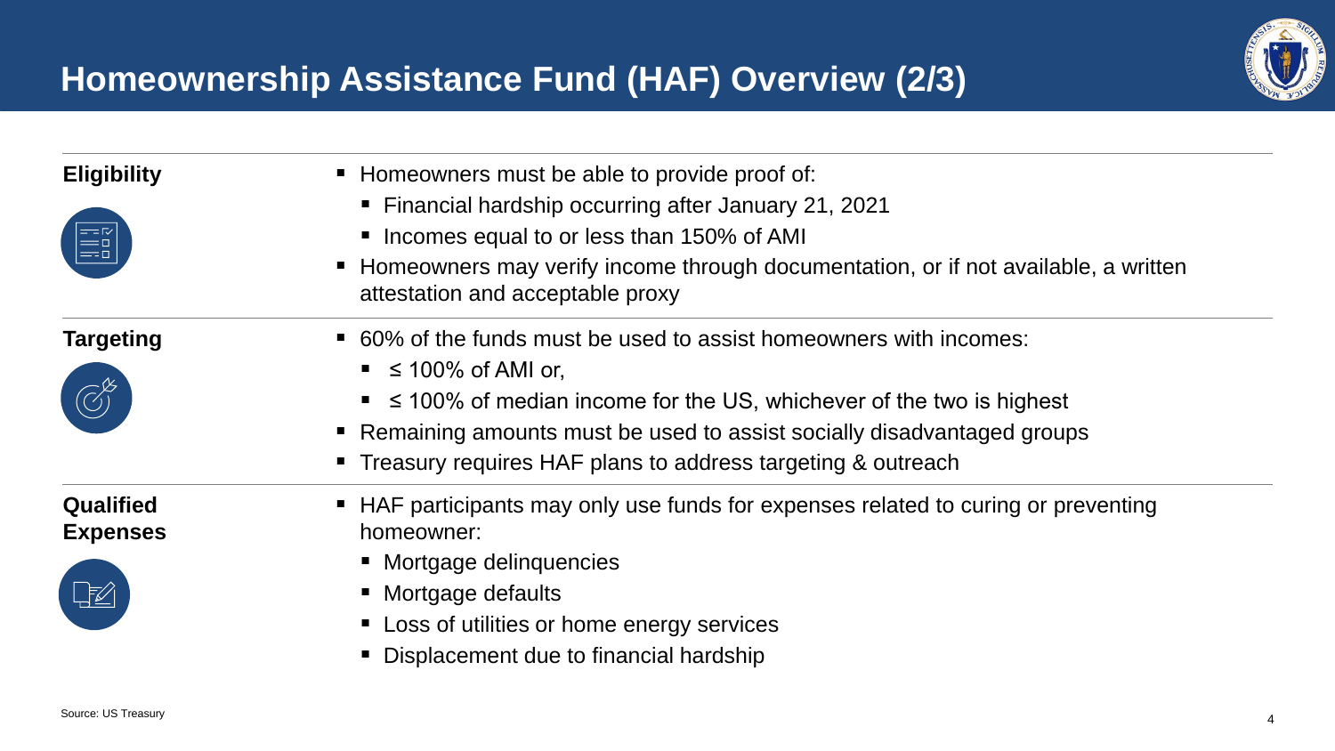# Homeownership Assistance Fund (HAF) Overview (2/3)

**Eligibility**

- Homeowners must be able to provide proof of:
  - Financial hardship occurring after January 21, 2021
  - Incomes equal to or less than 150% of AMI
- Homeowners may verify income through documentation, or if not available, a written attestation and acceptable proxy

**Targeting**

- 60% of the funds must be used to assist homeowners with incomes:
  - ≤ 100% of AMI or,
  - ≤ 100% of median income for the US, whichever of the two is highest
- Remaining amounts must be used to assist socially disadvantaged groups
- Treasury requires HAF plans to address targeting & outreach

**Qualified Expenses**

- HAF participants may only use funds for expenses related to curing or preventing homeowner:
  - Mortgage delinquencies
  - Mortgage defaults
  - Loss of utilities or home energy services
  - Displacement due to financial hardship

Source: US Treasury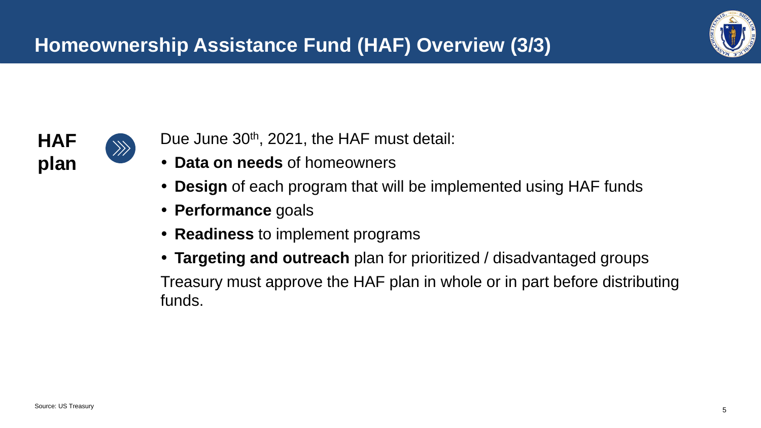# Homeownership Assistance Fund (HAF) Overview (3/3)

**HAF plan**

Due June 30th, 2021, the HAF must detail:

- **Data on needs** of homeowners
- **Design** of each program that will be implemented using HAF funds
- **Performance** goals
- **Readiness** to implement programs
- **Targeting and outreach** plan for prioritized / disadvantaged groups

Treasury must approve the HAF plan in whole or in part before distributing funds.

Source: US Treasury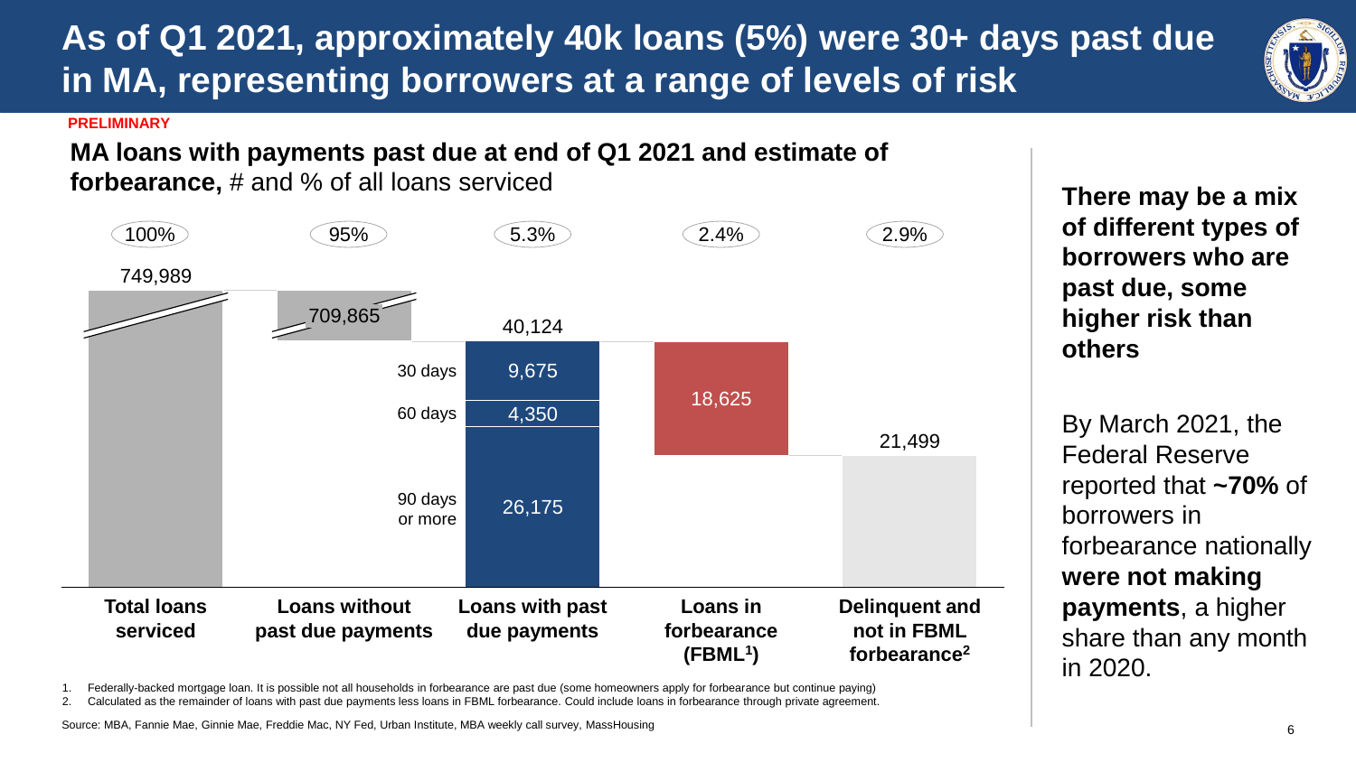# As of Q1 2021, approximately 40k loans (5%) were 30+ days past due in MA, representing borrowers at a range of levels of risk

PRELIMINARY

**MA loans with payments past due at end of Q1 2021 and estimate of forbearance,** # and % of all loans serviced

| | Total loans serviced | Loans without past due payments | Loans with past due payments | Loans in forbearance (FBML[1]) | Delinquent and not in FBML forbearance[2] |
|---|---|---|---|---|---|
| % | 100% | 95% | 5.3% | 2.4% | 2.9% |
| # | 749,989 | 709,865 | 40,124 | 18,625 | 21,499 |

Loans with past due payments breakdown:

| Days past due | # |
|---|---|
| 30 days | 9,675 |
| 60 days | 4,350 |
| 90 days or more | 26,175 |

**There may be a mix of different types of borrowers who are past due, some higher risk than others**

By March 2021, the Federal Reserve reported that **~70%** of borrowers in forbearance nationally **were not making payments**, a higher share than any month in 2020.

1. Federally-backed mortgage loan. It is possible not all households in forbearance are past due (some homeowners apply for forbearance but continue paying)
2. Calculated as the remainder of loans with past due payments less loans in FBML forbearance. Could include loans in forbearance through private agreement.

Source: MBA, Fannie Mae, Ginnie Mae, Freddie Mac, NY Fed, Urban Institute, MBA weekly call survey, MassHousing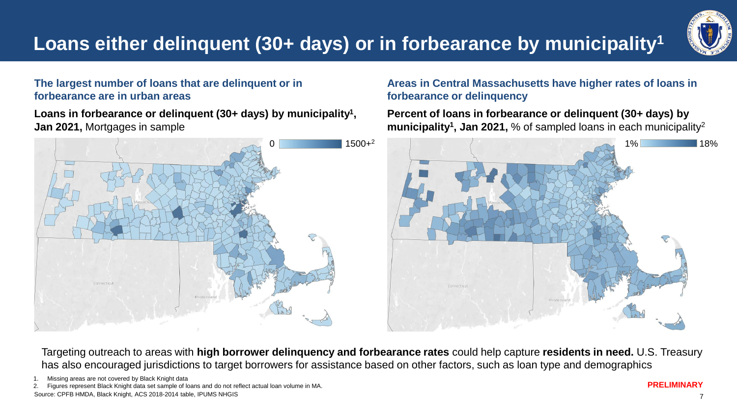# Loans either delinquent (30+ days) or in forbearance by municipality[1]

### The largest number of loans that are delinquent or in forbearance are in urban areas

**Loans in forbearance or delinquent (30+ days) by municipality[1], Jan 2021,** Mortgages in sample

0 – 1500+[2]

### Areas in Central Massachusetts have higher rates of loans in forbearance or delinquency

**Percent of loans in forbearance or delinquent (30+ days) by municipality[1], Jan 2021,** % of sampled loans in each municipality[2]

1% – 18%

Targeting outreach to areas with **high borrower delinquency and forbearance rates** could help capture **residents in need.** U.S. Treasury has also encouraged jurisdictions to target borrowers for assistance based on other factors, such as loan type and demographics

1. Missing areas are not covered by Black Knight data
2. Figures represent Black Knight data set sample of loans and do not reflect actual loan volume in MA.

Source: CPFB HMDA, Black Knight, ACS 2018-2014 table, IPUMS NHGIS

**PRELIMINARY**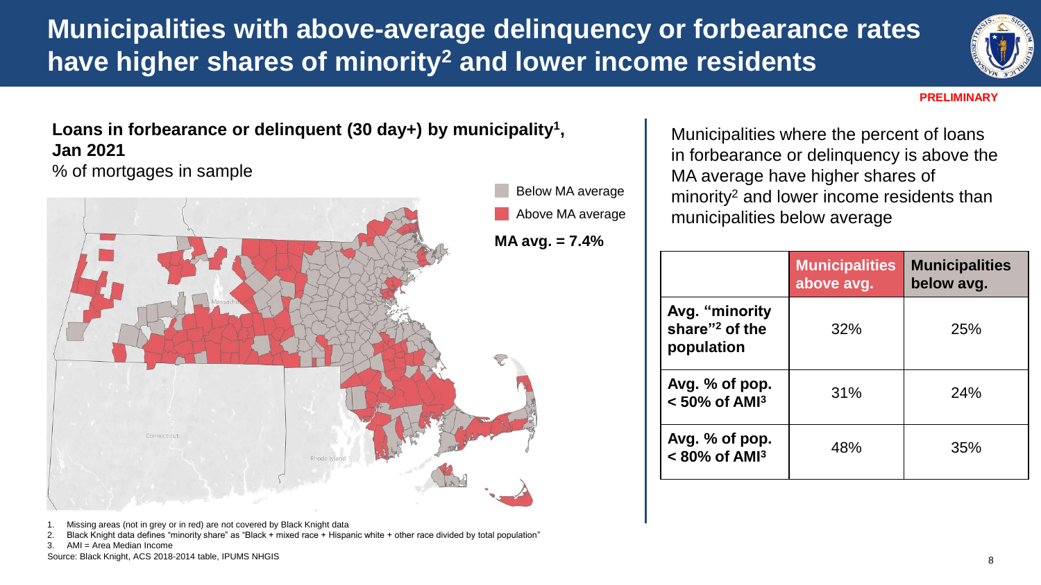# Municipalities with above-average delinquency or forbearance rates have higher shares of minority[2] and lower income residents

PRELIMINARY

**Loans in forbearance or delinquent (30 day+) by municipality[1], Jan 2021**

% of mortgages in sample

Below MA average

Above MA average

**MA avg. = 7.4%**

Municipalities where the percent of loans in forbearance or delinquency is above the MA average have higher shares of minority[2] and lower income residents than municipalities below average

| | Municipalities above avg. | Municipalities below avg. |
|---|---|---|
| **Avg. "minority share"[2] of the population** | 32% | 25% |
| **Avg. % of pop. < 50% of AMI[3]** | 31% | 24% |
| **Avg. % of pop. < 80% of AMI[3]** | 48% | 35% |

1. Missing areas (not in grey or in red) are not covered by Black Knight data
2. Black Knight data defines "minority share" as "Black + mixed race + Hispanic white + other race divided by total population"
3. AMI = Area Median Income

Source: Black Knight, ACS 2018-2014 table, IPUMS NHGIS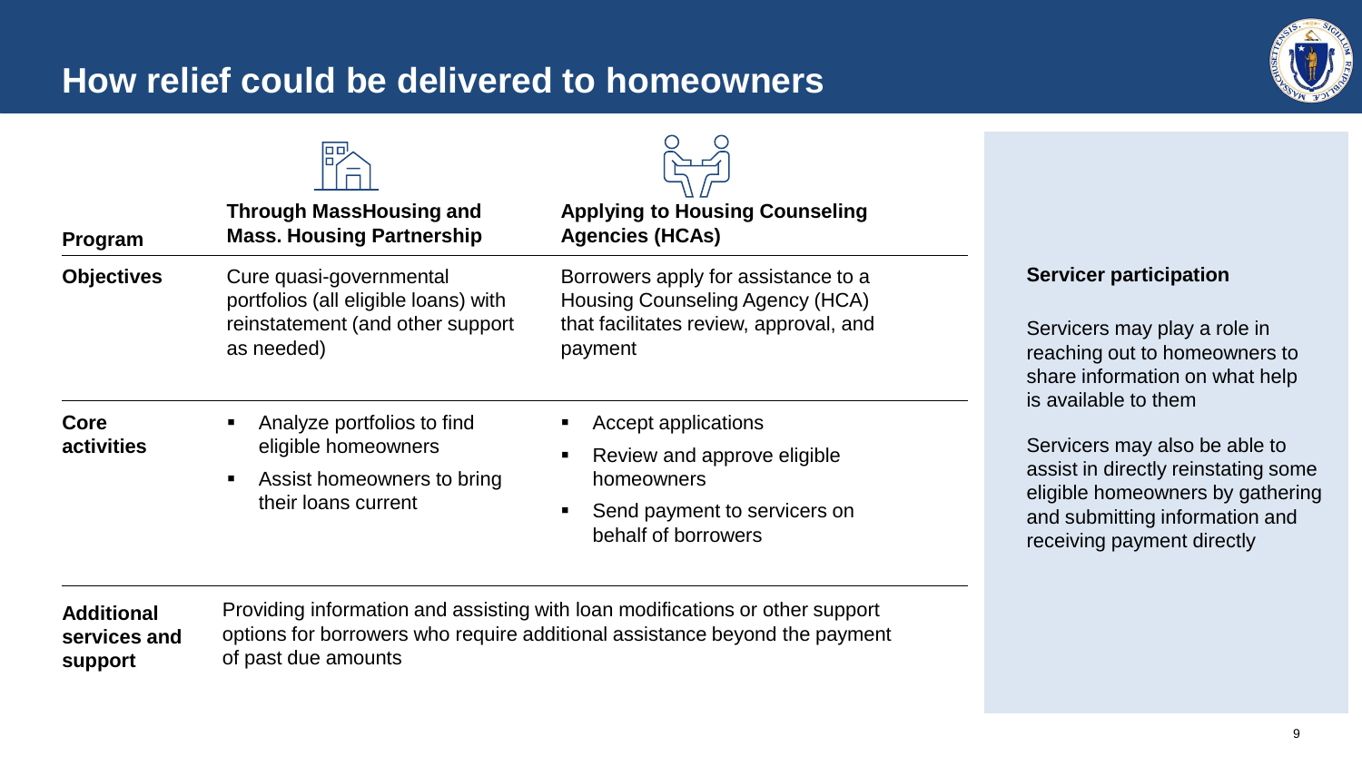# How relief could be delivered to homeowners

| Program | Through MassHousing and Mass. Housing Partnership | Applying to Housing Counseling Agencies (HCAs) |
| --- | --- | --- |
| **Objectives** | Cure quasi-governmental portfolios (all eligible loans) with reinstatement (and other support as needed) | Borrowers apply for assistance to a Housing Counseling Agency (HCA) that facilitates review, approval, and payment |
| **Core activities** | ▪ Analyze portfolios to find eligible homeowners<br>▪ Assist homeowners to bring their loans current | ▪ Accept applications<br>▪ Review and approve eligible homeowners<br>▪ Send payment to servicers on behalf of borrowers |
| **Additional services and support** | Providing information and assisting with loan modifications or other support options for borrowers who require additional assistance beyond the payment of past due amounts | |

**Servicer participation**

Servicers may play a role in reaching out to homeowners to share information on what help is available to them

Servicers may also be able to assist in directly reinstating some eligible homeowners by gathering and submitting information and receiving payment directly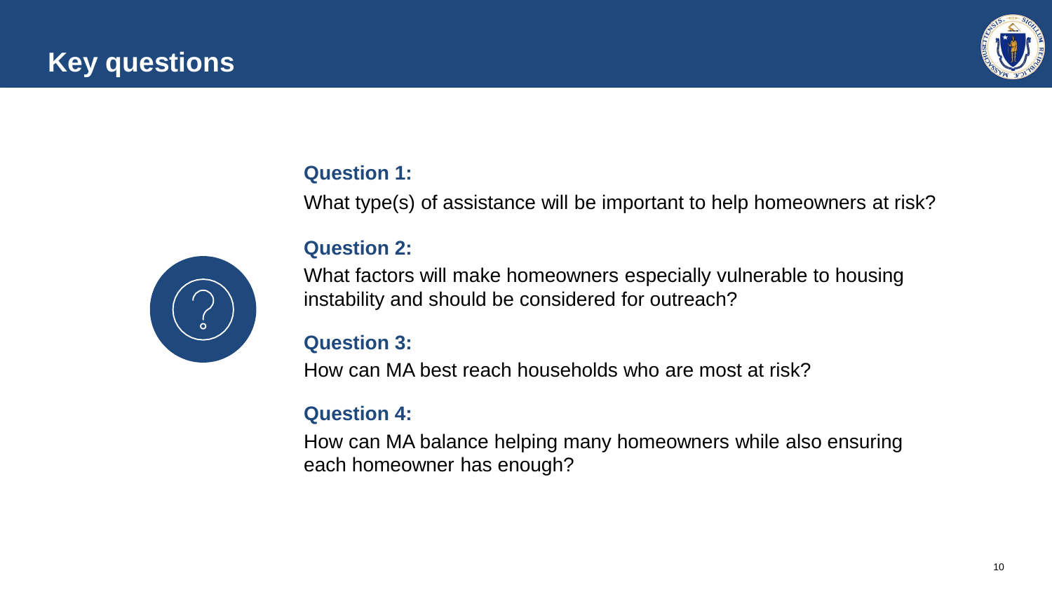# Key questions

**Question 1:**

What type(s) of assistance will be important to help homeowners at risk?

**Question 2:**

What factors will make homeowners especially vulnerable to housing instability and should be considered for outreach?

**Question 3:**

How can MA best reach households who are most at risk?

**Question 4:**

How can MA balance helping many homeowners while also ensuring each homeowner has enough?